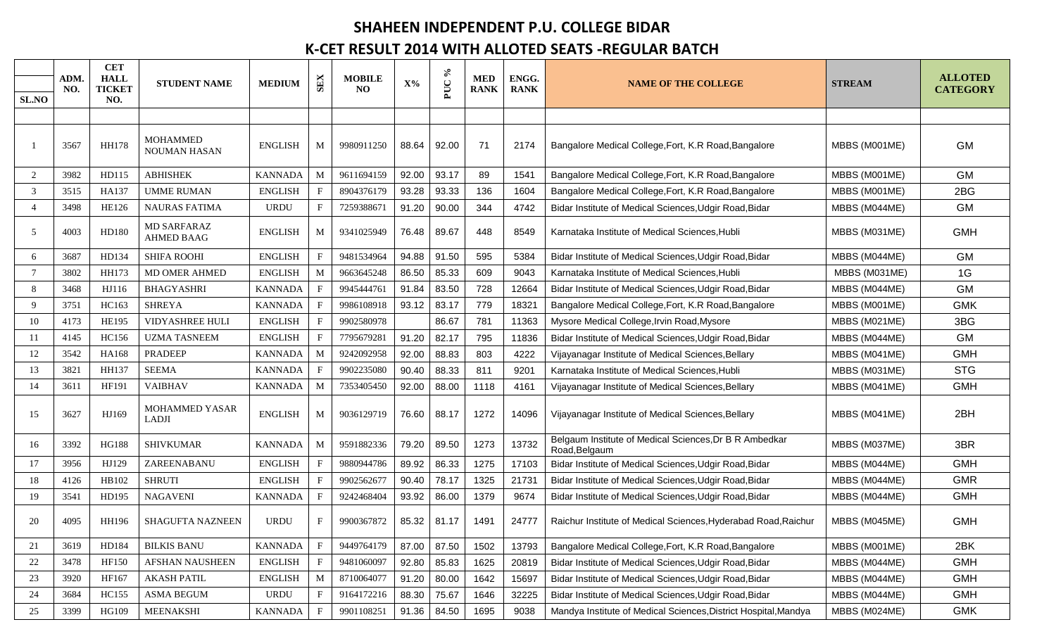# SHAHEEN INDEPENDENT P.U. COLLEGE BIDAR

## K-CET RESULT 2014 WITH ALLOTED SEATS -REGULAR BATCH

| SL.NO | ADM. NO. | CET HALL TICKET NO. | STUDENT NAME | MEDIUM | SEX | MOBILE NO | X% | PUC % | MED RANK | ENGG. RANK | NAME OF THE COLLEGE | STREAM | ALLOTED CATEGORY |
|---|---|---|---|---|---|---|---|---|---|---|---|---|---|
| 1 | 3567 | HH178 | MOHAMMED NOUMAN HASAN | ENGLISH | M | 9980911250 | 88.64 | 92.00 | 71 | 2174 | Bangalore Medical College,Fort, K.R Road,Bangalore | MBBS (M001ME) | GM |
| 2 | 3982 | HD115 | ABHISHEK | KANNADA | M | 9611694159 | 92.00 | 93.17 | 89 | 1541 | Bangalore Medical College,Fort, K.R Road,Bangalore | MBBS (M001ME) | GM |
| 3 | 3515 | HA137 | UMME RUMAN | ENGLISH | F | 8904376179 | 93.28 | 93.33 | 136 | 1604 | Bangalore Medical College,Fort, K.R Road,Bangalore | MBBS (M001ME) | 2BG |
| 4 | 3498 | HE126 | NAURAS FATIMA | URDU | F | 7259388671 | 91.20 | 90.00 | 344 | 4742 | Bidar Institute of Medical Sciences,Udgir Road,Bidar | MBBS (M044ME) | GM |
| 5 | 4003 | HD180 | MD SARFARAZ AHMED BAAG | ENGLISH | M | 9341025949 | 76.48 | 89.67 | 448 | 8549 | Karnataka Institute of Medical Sciences,Hubli | MBBS (M031ME) | GMH |
| 6 | 3687 | HD134 | SHIFA ROOHI | ENGLISH | F | 9481534964 | 94.88 | 91.50 | 595 | 5384 | Bidar Institute of Medical Sciences,Udgir Road,Bidar | MBBS (M044ME) | GM |
| 7 | 3802 | HH173 | MD OMER AHMED | ENGLISH | M | 9663645248 | 86.50 | 85.33 | 609 | 9043 | Karnataka Institute of Medical Sciences,Hubli | MBBS (M031ME) | 1G |
| 8 | 3468 | HJ116 | BHAGYASHRI | KANNADA | F | 9945444761 | 91.84 | 83.50 | 728 | 12664 | Bidar Institute of Medical Sciences,Udgir Road,Bidar | MBBS (M044ME) | GM |
| 9 | 3751 | HC163 | SHREYA | KANNADA | F | 9986108918 | 93.12 | 83.17 | 779 | 18321 | Bangalore Medical College,Fort, K.R Road,Bangalore | MBBS (M001ME) | GMK |
| 10 | 4173 | HE195 | VIDYASHREE HULI | ENGLISH | F | 9902580978 | | 86.67 | 781 | 11363 | Mysore Medical College,Irvin Road,Mysore | MBBS (M021ME) | 3BG |
| 11 | 4145 | HC156 | UZMA TASNEEM | ENGLISH | F | 7795679281 | 91.20 | 82.17 | 795 | 11836 | Bidar Institute of Medical Sciences,Udgir Road,Bidar | MBBS (M044ME) | GM |
| 12 | 3542 | HA168 | PRADEEP | KANNADA | M | 9242092958 | 92.00 | 88.83 | 803 | 4222 | Vijayanagar Institute of Medical Sciences,Bellary | MBBS (M041ME) | GMH |
| 13 | 3821 | HH137 | SEEMA | KANNADA | F | 9902235080 | 90.40 | 88.33 | 811 | 9201 | Karnataka Institute of Medical Sciences,Hubli | MBBS (M031ME) | STG |
| 14 | 3611 | HF191 | VAIBHAV | KANNADA | M | 7353405450 | 92.00 | 88.00 | 1118 | 4161 | Vijayanagar Institute of Medical Sciences,Bellary | MBBS (M041ME) | GMH |
| 15 | 3627 | HJ169 | MOHAMMED YASAR LADJI | ENGLISH | M | 9036129719 | 76.60 | 88.17 | 1272 | 14096 | Vijayanagar Institute of Medical Sciences,Bellary | MBBS (M041ME) | 2BH |
| 16 | 3392 | HG188 | SHIVKUMAR | KANNADA | M | 9591882336 | 79.20 | 89.50 | 1273 | 13732 | Belgaum Institute of Medical Sciences,Dr B R Ambedkar Road,Belgaum | MBBS (M037ME) | 3BR |
| 17 | 3956 | HJ129 | ZAREENABANU | ENGLISH | F | 9880944786 | 89.92 | 86.33 | 1275 | 17103 | Bidar Institute of Medical Sciences,Udgir Road,Bidar | MBBS (M044ME) | GMH |
| 18 | 4126 | HB102 | SHRUTI | ENGLISH | F | 9902562677 | 90.40 | 78.17 | 1325 | 21731 | Bidar Institute of Medical Sciences,Udgir Road,Bidar | MBBS (M044ME) | GMR |
| 19 | 3541 | HD195 | NAGAVENI | KANNADA | F | 9242468404 | 93.92 | 86.00 | 1379 | 9674 | Bidar Institute of Medical Sciences,Udgir Road,Bidar | MBBS (M044ME) | GMH |
| 20 | 4095 | HH196 | SHAGUFTA NAZNEEN | URDU | F | 9900367872 | 85.32 | 81.17 | 1491 | 24777 | Raichur Institute of Medical Sciences,Hyderabad Road,Raichur | MBBS (M045ME) | GMH |
| 21 | 3619 | HD184 | BILKIS BANU | KANNADA | F | 9449764179 | 87.00 | 87.50 | 1502 | 13793 | Bangalore Medical College,Fort, K.R Road,Bangalore | MBBS (M001ME) | 2BK |
| 22 | 3478 | HF150 | AFSHAN NAUSHEEN | ENGLISH | F | 9481060097 | 92.80 | 85.83 | 1625 | 20819 | Bidar Institute of Medical Sciences,Udgir Road,Bidar | MBBS (M044ME) | GMH |
| 23 | 3920 | HF167 | AKASH PATIL | ENGLISH | M | 8710064077 | 91.20 | 80.00 | 1642 | 15697 | Bidar Institute of Medical Sciences,Udgir Road,Bidar | MBBS (M044ME) | GMH |
| 24 | 3684 | HC155 | ASMA BEGUM | URDU | F | 9164172216 | 88.30 | 75.67 | 1646 | 32225 | Bidar Institute of Medical Sciences,Udgir Road,Bidar | MBBS (M044ME) | GMH |
| 25 | 3399 | HG109 | MEENAKSHI | KANNADA | F | 9901108251 | 91.36 | 84.50 | 1695 | 9038 | Mandya Institute of Medical Sciences,District Hospital,Mandya | MBBS (M024ME) | GMK |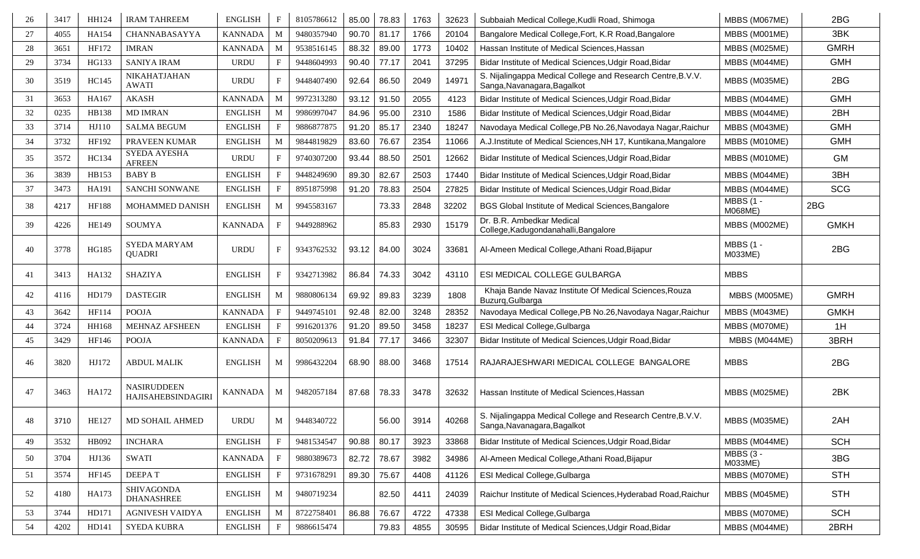| | | | | | | | | | | | | |
|---|---|---|---|---|---|---|---|---|---|---|---|---|
| 26 | 3417 | HH124 | IRAM TAHREEM | ENGLISH | F | 8105786612 | 85.00 | 78.83 | 1763 | 32623 | Subbaiah Medical College,Kudli Road, Shimoga | MBBS (M067ME) | 2BG |
| 27 | 4055 | HA154 | CHANNABASAYYA | KANNADA | M | 9480357940 | 90.70 | 81.17 | 1766 | 20104 | Bangalore Medical College,Fort, K.R Road,Bangalore | MBBS (M001ME) | 3BK |
| 28 | 3651 | HF172 | IMRAN | KANNADA | M | 9538516145 | 88.32 | 89.00 | 1773 | 10402 | Hassan Institute of Medical Sciences,Hassan | MBBS (M025ME) | GMRH |
| 29 | 3734 | HG133 | SANIYA IRAM | URDU | F | 9448604993 | 90.40 | 77.17 | 2041 | 37295 | Bidar Institute of Medical Sciences,Udgir Road,Bidar | MBBS (M044ME) | GMH |
| 30 | 3519 | HC145 | NIKAHATJAHAN AWATI | URDU | F | 9448407490 | 92.64 | 86.50 | 2049 | 14971 | S. Nijalingappa Medical College and Research Centre,B.V.V. Sanga,Navanagara,Bagalkot | MBBS (M035ME) | 2BG |
| 31 | 3653 | HA167 | AKASH | KANNADA | M | 9972313280 | 93.12 | 91.50 | 2055 | 4123 | Bidar Institute of Medical Sciences,Udgir Road,Bidar | MBBS (M044ME) | GMH |
| 32 | 0235 | HB138 | MD IMRAN | ENGLISH | M | 9986997047 | 84.96 | 95.00 | 2310 | 1586 | Bidar Institute of Medical Sciences,Udgir Road,Bidar | MBBS (M044ME) | 2BH |
| 33 | 3714 | HJ110 | SALMA BEGUM | ENGLISH | F | 9886877875 | 91.20 | 85.17 | 2340 | 18247 | Navodaya Medical College,PB No.26,Navodaya Nagar,Raichur | MBBS (M043ME) | GMH |
| 34 | 3732 | HF192 | PRAVEEN KUMAR | ENGLISH | M | 9844819829 | 83.60 | 76.67 | 2354 | 11066 | A.J.Institute of Medical Sciences,NH 17, Kuntikana,Mangalore | MBBS (M010ME) | GMH |
| 35 | 3572 | HC134 | SYEDA AYESHA AFREEN | URDU | F | 9740307200 | 93.44 | 88.50 | 2501 | 12662 | Bidar Institute of Medical Sciences,Udgir Road,Bidar | MBBS (M010ME) | GM |
| 36 | 3839 | HB153 | BABY B | ENGLISH | F | 9448249690 | 89.30 | 82.67 | 2503 | 17440 | Bidar Institute of Medical Sciences,Udgir Road,Bidar | MBBS (M044ME) | 3BH |
| 37 | 3473 | HA191 | SANCHI SONWANE | ENGLISH | F | 8951875998 | 91.20 | 78.83 | 2504 | 27825 | Bidar Institute of Medical Sciences,Udgir Road,Bidar | MBBS (M044ME) | SCG |
| 38 | 4217 | HF188 | MOHAMMED DANISH | ENGLISH | M | 9945583167 | | 73.33 | 2848 | 32202 | BGS Global Institute of Medical Sciences,Bangalore | MBBS (1 - M068ME) | 2BG |
| 39 | 4226 | HE149 | SOUMYA | KANNADA | F | 9449288962 | | 85.83 | 2930 | 15179 | Dr. B.R. Ambedkar Medical College,Kadugondanahalli,Bangalore | MBBS (M002ME) | GMKH |
| 40 | 3778 | HG185 | SYEDA MARYAM QUADRI | URDU | F | 9343762532 | 93.12 | 84.00 | 3024 | 33681 | Al-Ameen Medical College,Athani Road,Bijapur | MBBS (1 - M033ME) | 2BG |
| 41 | 3413 | HA132 | SHAZIYA | ENGLISH | F | 9342713982 | 86.84 | 74.33 | 3042 | 43110 | ESI MEDICAL COLLEGE GULBARGA | MBBS | |
| 42 | 4116 | HD179 | DASTEGIR | ENGLISH | M | 9880806134 | 69.92 | 89.83 | 3239 | 1808 | Khaja Bande Navaz Institute Of Medical Sciences,Rouza Buzurg,Gulbarga | MBBS (M005ME) | GMRH |
| 43 | 3642 | HF114 | POOJA | KANNADA | F | 9449745101 | 92.48 | 82.00 | 3248 | 28352 | Navodaya Medical College,PB No.26,Navodaya Nagar,Raichur | MBBS (M043ME) | GMKH |
| 44 | 3724 | HH168 | MEHNAZ AFSHEEN | ENGLISH | F | 9916201376 | 91.20 | 89.50 | 3458 | 18237 | ESI Medical College,Gulbarga | MBBS (M070ME) | 1H |
| 45 | 3429 | HF146 | POOJA | KANNADA | F | 8050209613 | 91.84 | 77.17 | 3466 | 32307 | Bidar Institute of Medical Sciences,Udgir Road,Bidar | MBBS (M044ME) | 3BRH |
| 46 | 3820 | HJ172 | ABDUL MALIK | ENGLISH | M | 9986432204 | 68.90 | 88.00 | 3468 | 17514 | RAJARAJESHWARI MEDICAL COLLEGE BANGALORE | MBBS | 2BG |
| 47 | 3463 | HA172 | NASIRUDDEEN HAJISAHEBSINDAGIRI | KANNADA | M | 9482057184 | 87.68 | 78.33 | 3478 | 32632 | Hassan Institute of Medical Sciences,Hassan | MBBS (M025ME) | 2BK |
| 48 | 3710 | HE127 | MD SOHAIL AHMED | URDU | M | 9448340722 | | 56.00 | 3914 | 40268 | S. Nijalingappa Medical College and Research Centre,B.V.V. Sanga,Navanagara,Bagalkot | MBBS (M035ME) | 2AH |
| 49 | 3532 | HB092 | INCHARA | ENGLISH | F | 9481534547 | 90.88 | 80.17 | 3923 | 33868 | Bidar Institute of Medical Sciences,Udgir Road,Bidar | MBBS (M044ME) | SCH |
| 50 | 3704 | HJ136 | SWATI | KANNADA | F | 9880389673 | 82.72 | 78.67 | 3982 | 34986 | Al-Ameen Medical College,Athani Road,Bijapur | MBBS (3 - M033ME) | 3BG |
| 51 | 3574 | HF145 | DEEPA T | ENGLISH | F | 9731678291 | 89.30 | 75.67 | 4408 | 41126 | ESI Medical College,Gulbarga | MBBS (M070ME) | STH |
| 52 | 4180 | HA173 | SHIVAGONDA DHANASHREE | ENGLISH | M | 9480719234 | | 82.50 | 4411 | 24039 | Raichur Institute of Medical Sciences,Hyderabad Road,Raichur | MBBS (M045ME) | STH |
| 53 | 3744 | HD171 | AGNIVESH VAIDYA | ENGLISH | M | 8722758401 | 86.88 | 76.67 | 4722 | 47338 | ESI Medical College,Gulbarga | MBBS (M070ME) | SCH |
| 54 | 4202 | HD141 | SYEDA KUBRA | ENGLISH | F | 9886615474 | | 79.83 | 4855 | 30595 | Bidar Institute of Medical Sciences,Udgir Road,Bidar | MBBS (M044ME) | 2BRH |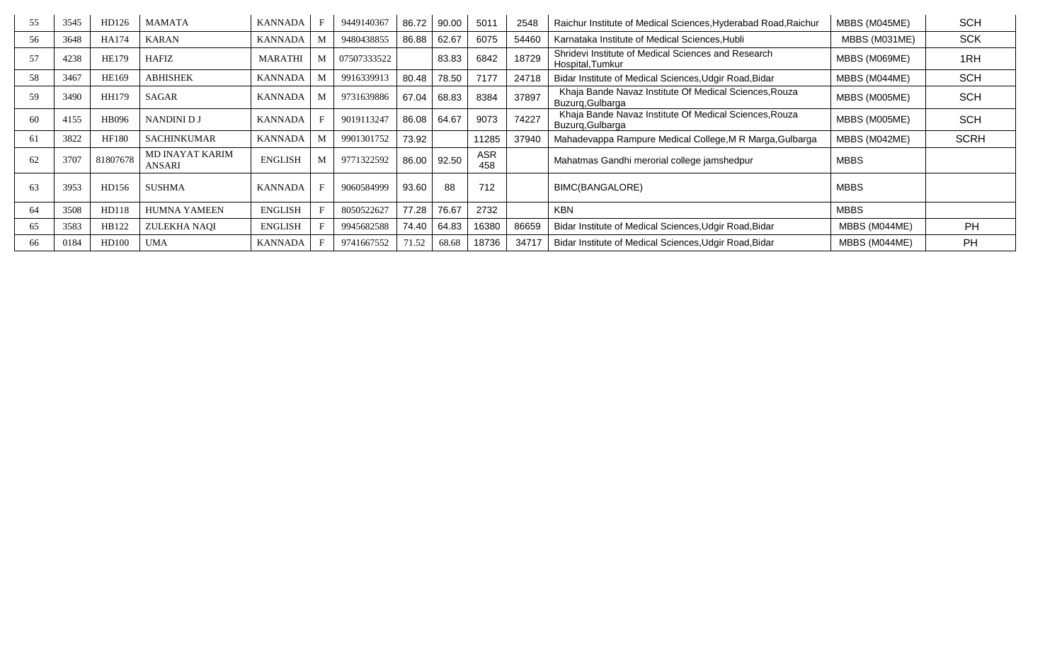| | | | | | | | | | | | | | |
|---|---|---|---|---|---|---|---|---|---|---|---|---|---|
| 55 | 3545 | HD126 | MAMATA | KANNADA | F | 9449140367 | 86.72 | 90.00 | 5011 | 2548 | Raichur Institute of Medical Sciences,Hyderabad Road,Raichur | MBBS (M045ME) | SCH |
| 56 | 3648 | HA174 | KARAN | KANNADA | M | 9480438855 | 86.88 | 62.67 | 6075 | 54460 | Karnataka Institute of Medical Sciences,Hubli | MBBS (M031ME) | SCK |
| 57 | 4238 | HE179 | HAFIZ | MARATHI | M | 07507333522 | | 83.83 | 6842 | 18729 | Shridevi Institute of Medical Sciences and Research Hospital,Tumkur | MBBS (M069ME) | 1RH |
| 58 | 3467 | HE169 | ABHISHEK | KANNADA | M | 9916339913 | 80.48 | 78.50 | 7177 | 24718 | Bidar Institute of Medical Sciences,Udgir Road,Bidar | MBBS (M044ME) | SCH |
| 59 | 3490 | HH179 | SAGAR | KANNADA | M | 9731639886 | 67.04 | 68.83 | 8384 | 37897 | Khaja Bande Navaz Institute Of Medical Sciences,Rouza Buzurq,Gulbarga | MBBS (M005ME) | SCH |
| 60 | 4155 | HB096 | NANDINI D J | KANNADA | F | 9019113247 | 86.08 | 64.67 | 9073 | 74227 | Khaja Bande Navaz Institute Of Medical Sciences,Rouza Buzurq,Gulbarga | MBBS (M005ME) | SCH |
| 61 | 3822 | HF180 | SACHINKUMAR | KANNADA | M | 9901301752 | 73.92 | | 11285 | 37940 | Mahadevappa Rampure Medical College,M R Marga,Gulbarga | MBBS (M042ME) | SCRH |
| 62 | 3707 | 81807678 | MD INAYAT KARIM ANSARI | ENGLISH | M | 9771322592 | 86.00 | 92.50 | ASR 458 | | Mahatmas Gandhi merorial college jamshedpur | MBBS | |
| 63 | 3953 | HD156 | SUSHMA | KANNADA | F | 9060584999 | 93.60 | 88 | 712 | | BIMC(BANGALORE) | MBBS | |
| 64 | 3508 | HD118 | HUMNA YAMEEN | ENGLISH | F | 8050522627 | 77.28 | 76.67 | 2732 | | KBN | MBBS | |
| 65 | 3583 | HB122 | ZULEKHA NAQI | ENGLISH | F | 9945682588 | 74.40 | 64.83 | 16380 | 86659 | Bidar Institute of Medical Sciences,Udgir Road,Bidar | MBBS (M044ME) | PH |
| 66 | 0184 | HD100 | UMA | KANNADA | F | 9741667552 | 71.52 | 68.68 | 18736 | 34717 | Bidar Institute of Medical Sciences,Udgir Road,Bidar | MBBS (M044ME) | PH |